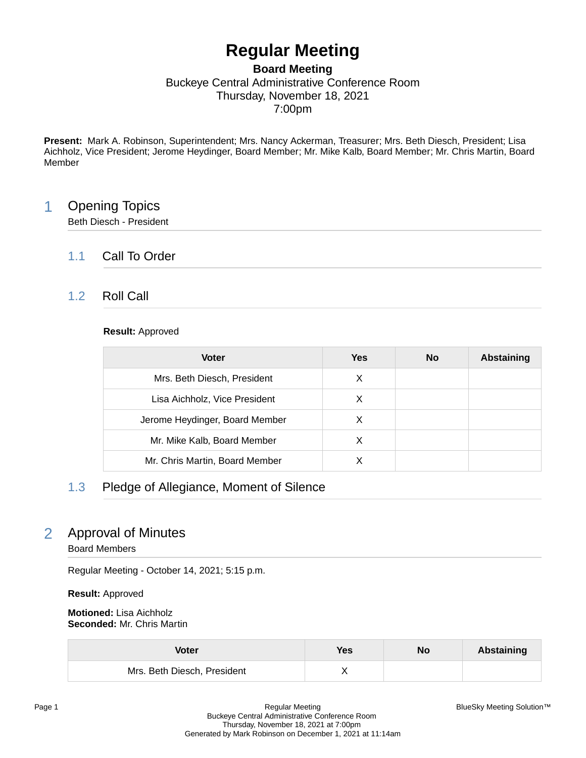# Regular Meeting

**Board Meeting**
Buckeye Central Administrative Conference Room
Thursday, November 18, 2021
7:00pm

**Present:** Mark A. Robinson, Superintendent; Mrs. Nancy Ackerman, Treasurer; Mrs. Beth Diesch, President; Lisa Aichholz, Vice President; Jerome Heydinger, Board Member; Mr. Mike Kalb, Board Member; Mr. Chris Martin, Board Member

## 1 Opening Topics

Beth Diesch - President

### 1.1 Call To Order

### 1.2 Roll Call

**Result:** Approved

| Voter | Yes | No | Abstaining |
| --- | --- | --- | --- |
| Mrs. Beth Diesch, President | X | | |
| Lisa Aichholz, Vice President | X | | |
| Jerome Heydinger, Board Member | X | | |
| Mr. Mike Kalb, Board Member | X | | |
| Mr. Chris Martin, Board Member | X | | |

### 1.3 Pledge of Allegiance, Moment of Silence

## 2 Approval of Minutes

Board Members

Regular Meeting - October 14, 2021; 5:15 p.m.

**Result:** Approved

**Motioned:** Lisa Aichholz
**Seconded:** Mr. Chris Martin

| Voter | Yes | No | Abstaining |
| --- | --- | --- | --- |
| Mrs. Beth Diesch, President | X | | |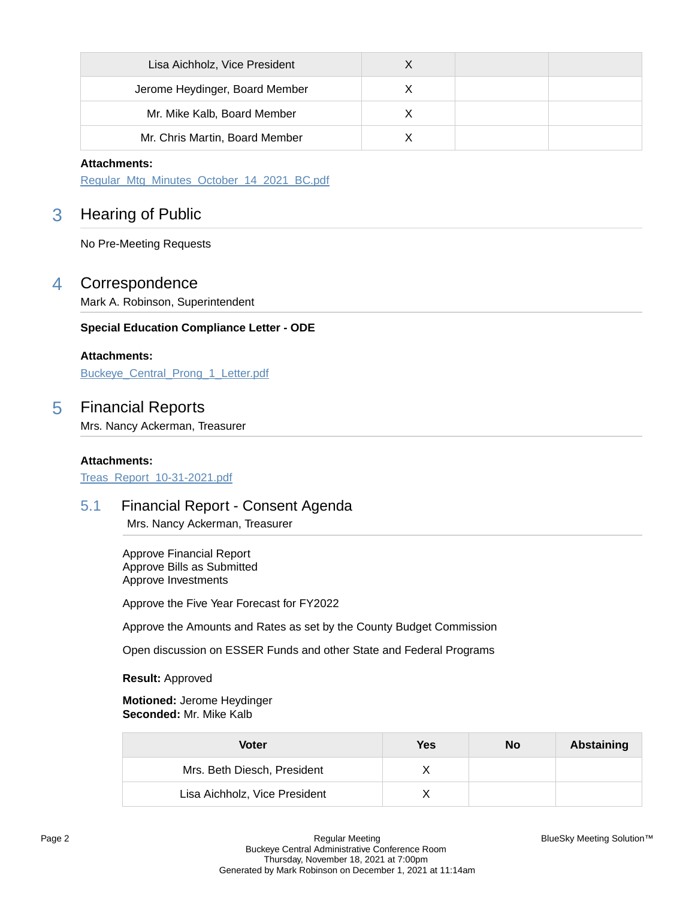| Lisa Aichholz, Vice President | X | | |
|---|---|---|---|
| Jerome Heydinger, Board Member | X | | |
| Mr. Mike Kalb, Board Member | X | | |
| Mr. Chris Martin, Board Member | X | | |

**Attachments:**
Regular_Mtg_Minutes_October_14_2021_BC.pdf

## 3 Hearing of Public

No Pre-Meeting Requests

## 4 Correspondence

Mark A. Robinson, Superintendent

**Special Education Compliance Letter - ODE**

**Attachments:**
Buckeye_Central_Prong_1_Letter.pdf

## 5 Financial Reports

Mrs. Nancy Ackerman, Treasurer

**Attachments:**
Treas_Report_10-31-2021.pdf

### 5.1 Financial Report - Consent Agenda

Mrs. Nancy Ackerman, Treasurer

Approve Financial Report
Approve Bills as Submitted
Approve Investments

Approve the Five Year Forecast for FY2022

Approve the Amounts and Rates as set by the County Budget Commission

Open discussion on ESSER Funds and other State and Federal Programs

**Result:** Approved

**Motioned:** Jerome Heydinger
**Seconded:** Mr. Mike Kalb

| Voter | Yes | No | Abstaining |
|---|---|---|---|
| Mrs. Beth Diesch, President | X | | |
| Lisa Aichholz, Vice President | X | | |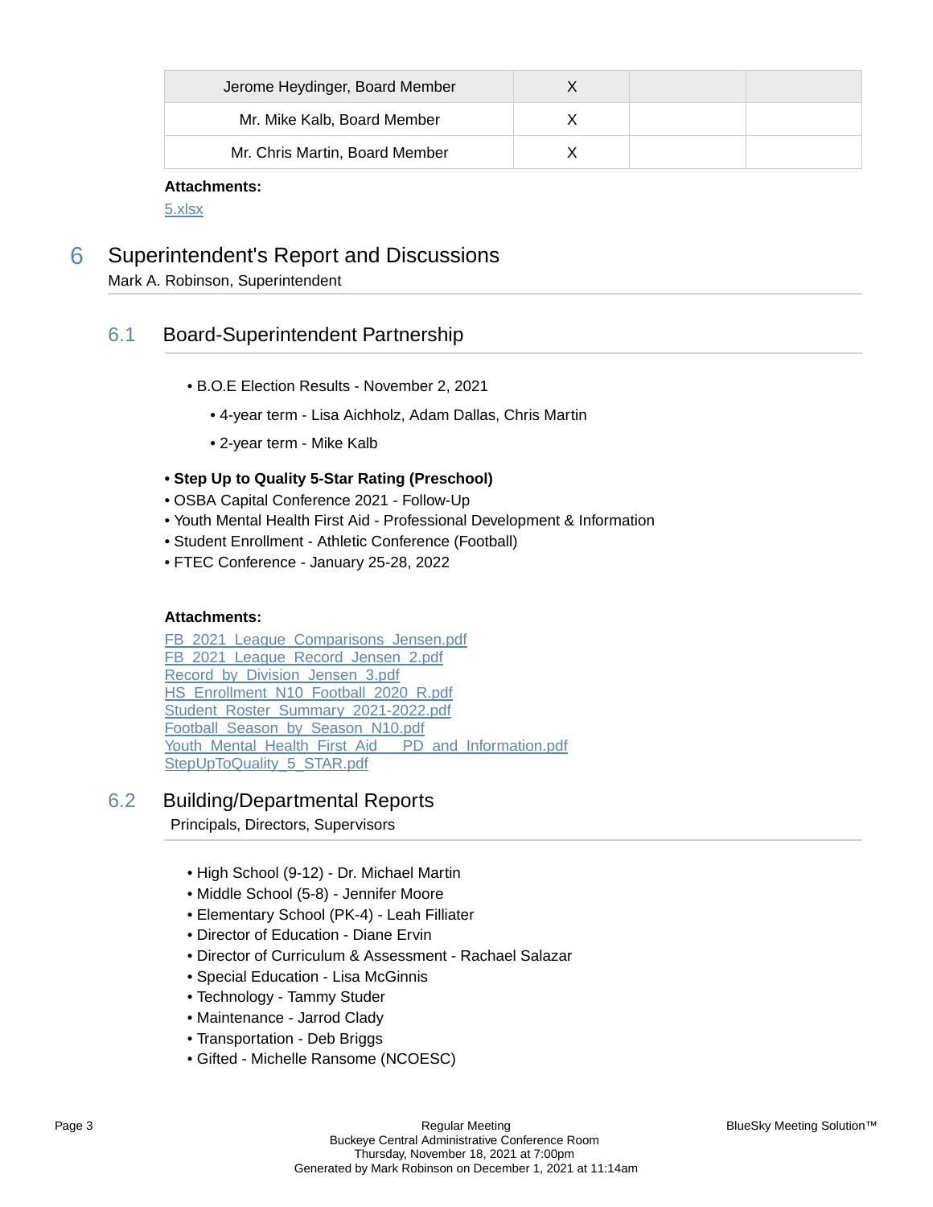| Jerome Heydinger, Board Member | X | | |
|---|---|---|---|
| Mr. Mike Kalb, Board Member | X | | |
| Mr. Chris Martin, Board Member | X | | |

**Attachments:**

5.xlsx

# 6 Superintendent's Report and Discussions

Mark A. Robinson, Superintendent

## 6.1 Board-Superintendent Partnership

- B.O.E Election Results - November 2, 2021
  - 4-year term - Lisa Aichholz, Adam Dallas, Chris Martin
  - 2-year term - Mike Kalb

- **Step Up to Quality 5-Star Rating (Preschool)**
- OSBA Capital Conference 2021 - Follow-Up
- Youth Mental Health First Aid - Professional Development & Information
- Student Enrollment - Athletic Conference (Football)
- FTEC Conference - January 25-28, 2022

**Attachments:**

FB_2021_League_Comparisons_Jensen.pdf
FB_2021_League_Record_Jensen_2.pdf
Record_by_Division_Jensen_3.pdf
HS_Enrollment_N10_Football_2020_R.pdf
Student_Roster_Summary_2021-2022.pdf
Football_Season_by_Season_N10.pdf
Youth_Mental_Health_First_Aid___PD_and_Information.pdf
StepUpToQuality_5_STAR.pdf

## 6.2 Building/Departmental Reports

Principals, Directors, Supervisors

- High School (9-12) - Dr. Michael Martin
- Middle School (5-8) - Jennifer Moore
- Elementary School (PK-4) - Leah Filliater
- Director of Education - Diane Ervin
- Director of Curriculum & Assessment - Rachael Salazar
- Special Education - Lisa McGinnis
- Technology - Tammy Studer
- Maintenance - Jarrod Clady
- Transportation - Deb Briggs
- Gifted - Michelle Ransome (NCOESC)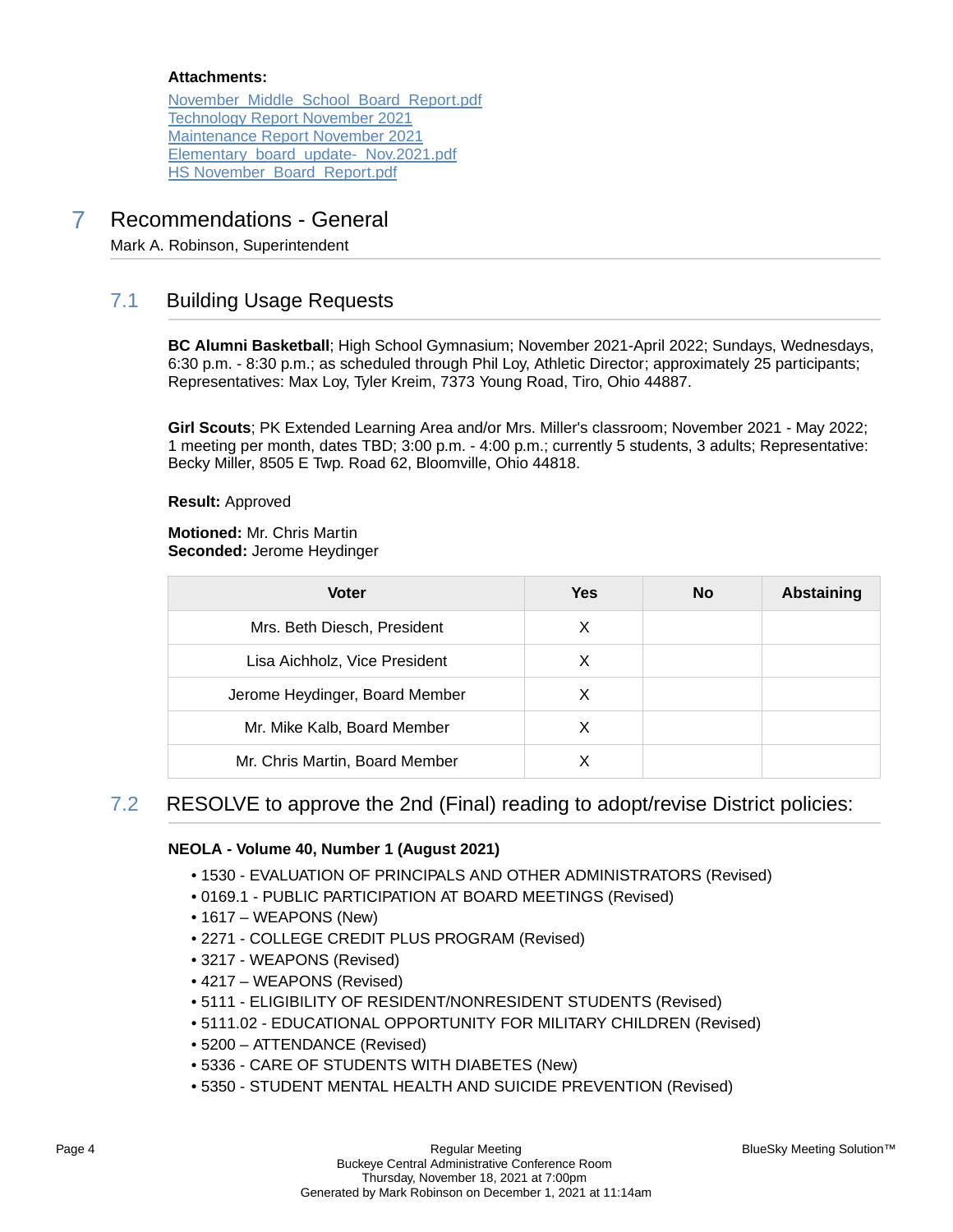**Attachments:**

November_Middle_School_Board_Report.pdf
Technology Report November 2021
Maintenance Report November 2021
Elementary_board_update-_Nov.2021.pdf
HS November_Board_Report.pdf

# 7 Recommendations - General

Mark A. Robinson, Superintendent

## 7.1 Building Usage Requests

**BC Alumni Basketball**; High School Gymnasium; November 2021-April 2022; Sundays, Wednesdays, 6:30 p.m. - 8:30 p.m.; as scheduled through Phil Loy, Athletic Director; approximately 25 participants; Representatives: Max Loy, Tyler Kreim, 7373 Young Road, Tiro, Ohio 44887.

**Girl Scouts**; PK Extended Learning Area and/or Mrs. Miller's classroom; November 2021 - May 2022; 1 meeting per month, dates TBD; 3:00 p.m. - 4:00 p.m.; currently 5 students, 3 adults; Representative: Becky Miller, 8505 E Twp. Road 62, Bloomville, Ohio 44818.

**Result:** Approved

**Motioned:** Mr. Chris Martin
**Seconded:** Jerome Heydinger

| Voter | Yes | No | Abstaining |
|---|---|---|---|
| Mrs. Beth Diesch, President | X | | |
| Lisa Aichholz, Vice President | X | | |
| Jerome Heydinger, Board Member | X | | |
| Mr. Mike Kalb, Board Member | X | | |
| Mr. Chris Martin, Board Member | X | | |

## 7.2 RESOLVE to approve the 2nd (Final) reading to adopt/revise District policies:

**NEOLA - Volume 40, Number 1 (August 2021)**

- 1530 - EVALUATION OF PRINCIPALS AND OTHER ADMINISTRATORS (Revised)
- 0169.1 - PUBLIC PARTICIPATION AT BOARD MEETINGS (Revised)
- 1617 – WEAPONS (New)
- 2271 - COLLEGE CREDIT PLUS PROGRAM (Revised)
- 3217 - WEAPONS (Revised)
- 4217 – WEAPONS (Revised)
- 5111 - ELIGIBILITY OF RESIDENT/NONRESIDENT STUDENTS (Revised)
- 5111.02 - EDUCATIONAL OPPORTUNITY FOR MILITARY CHILDREN (Revised)
- 5200 – ATTENDANCE (Revised)
- 5336 - CARE OF STUDENTS WITH DIABETES (New)
- 5350 - STUDENT MENTAL HEALTH AND SUICIDE PREVENTION (Revised)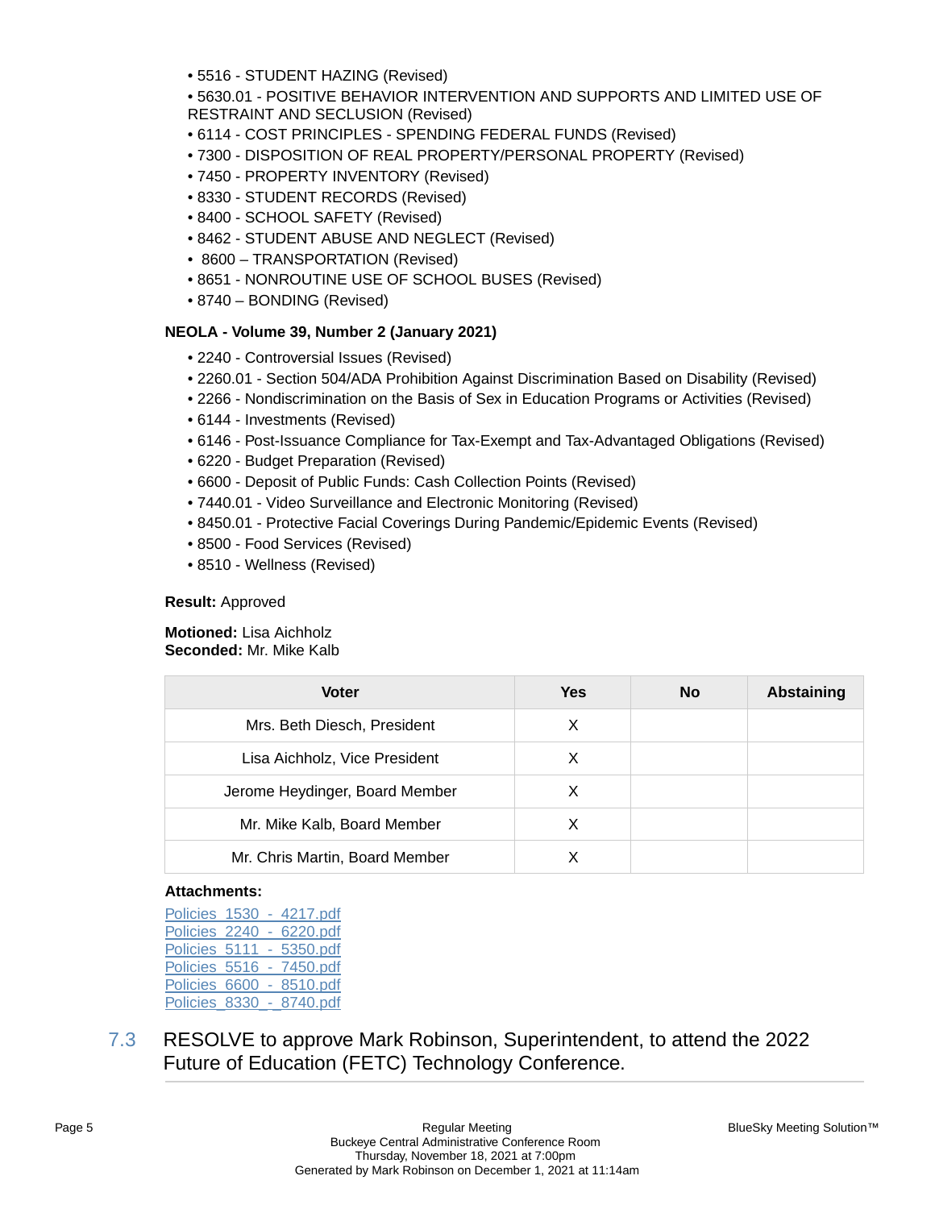- 5516 - STUDENT HAZING (Revised)
- 5630.01 - POSITIVE BEHAVIOR INTERVENTION AND SUPPORTS AND LIMITED USE OF RESTRAINT AND SECLUSION (Revised)
- 6114 - COST PRINCIPLES - SPENDING FEDERAL FUNDS (Revised)
- 7300 - DISPOSITION OF REAL PROPERTY/PERSONAL PROPERTY (Revised)
- 7450 - PROPERTY INVENTORY (Revised)
- 8330 - STUDENT RECORDS (Revised)
- 8400 - SCHOOL SAFETY (Revised)
- 8462 - STUDENT ABUSE AND NEGLECT (Revised)
- 8600 – TRANSPORTATION (Revised)
- 8651 - NONROUTINE USE OF SCHOOL BUSES (Revised)
- 8740 – BONDING (Revised)

**NEOLA - Volume 39, Number 2 (January 2021)**

- 2240 - Controversial Issues (Revised)
- 2260.01 - Section 504/ADA Prohibition Against Discrimination Based on Disability (Revised)
- 2266 - Nondiscrimination on the Basis of Sex in Education Programs or Activities (Revised)
- 6144 - Investments (Revised)
- 6146 - Post-Issuance Compliance for Tax-Exempt and Tax-Advantaged Obligations (Revised)
- 6220 - Budget Preparation (Revised)
- 6600 - Deposit of Public Funds: Cash Collection Points (Revised)
- 7440.01 - Video Surveillance and Electronic Monitoring (Revised)
- 8450.01 - Protective Facial Coverings During Pandemic/Epidemic Events (Revised)
- 8500 - Food Services (Revised)
- 8510 - Wellness (Revised)

**Result:** Approved

**Motioned:** Lisa Aichholz
**Seconded:** Mr. Mike Kalb

| Voter | Yes | No | Abstaining |
|---|---|---|---|
| Mrs. Beth Diesch, President | X | | |
| Lisa Aichholz, Vice President | X | | |
| Jerome Heydinger, Board Member | X | | |
| Mr. Mike Kalb, Board Member | X | | |
| Mr. Chris Martin, Board Member | X | | |

**Attachments:**

Policies_1530_-_4217.pdf
Policies_2240_-_6220.pdf
Policies_5111_-_5350.pdf
Policies_5516_-_7450.pdf
Policies_6600_-_8510.pdf
Policies_8330_-_8740.pdf

## 7.3 RESOLVE to approve Mark Robinson, Superintendent, to attend the 2022 Future of Education (FETC) Technology Conference.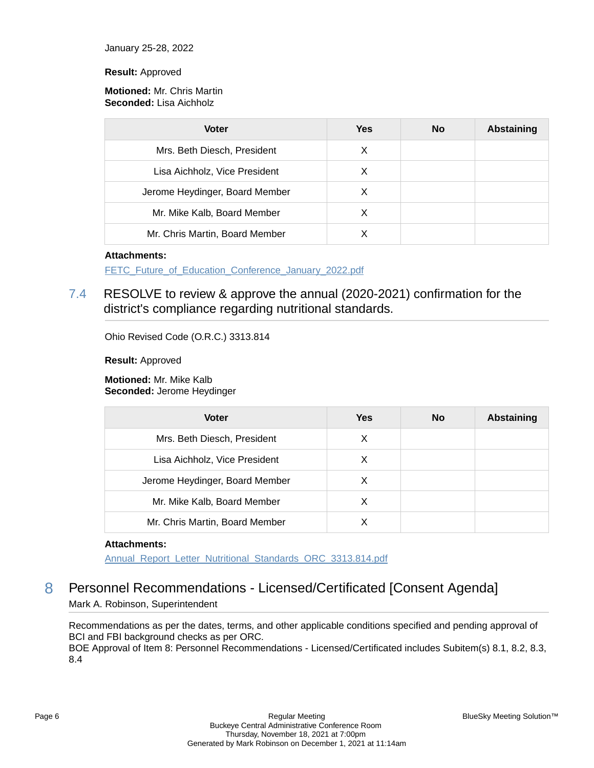January 25-28, 2022

**Result:** Approved

**Motioned:** Mr. Chris Martin
**Seconded:** Lisa Aichholz

| Voter | Yes | No | Abstaining |
|---|---|---|---|
| Mrs. Beth Diesch, President | X | | |
| Lisa Aichholz, Vice President | X | | |
| Jerome Heydinger, Board Member | X | | |
| Mr. Mike Kalb, Board Member | X | | |
| Mr. Chris Martin, Board Member | X | | |

**Attachments:**

FETC_Future_of_Education_Conference_January_2022.pdf

### 7.4 RESOLVE to review & approve the annual (2020-2021) confirmation for the district's compliance regarding nutritional standards.

Ohio Revised Code (O.R.C.) 3313.814

**Result:** Approved

**Motioned:** Mr. Mike Kalb
**Seconded:** Jerome Heydinger

| Voter | Yes | No | Abstaining |
|---|---|---|---|
| Mrs. Beth Diesch, President | X | | |
| Lisa Aichholz, Vice President | X | | |
| Jerome Heydinger, Board Member | X | | |
| Mr. Mike Kalb, Board Member | X | | |
| Mr. Chris Martin, Board Member | X | | |

**Attachments:**

Annual_Report_Letter_Nutritional_Standards_ORC_3313.814.pdf

## 8 Personnel Recommendations - Licensed/Certificated [Consent Agenda]

Mark A. Robinson, Superintendent

Recommendations as per the dates, terms, and other applicable conditions specified and pending approval of BCI and FBI background checks as per ORC.
BOE Approval of Item 8: Personnel Recommendations - Licensed/Certificated includes Subitem(s) 8.1, 8.2, 8.3, 8.4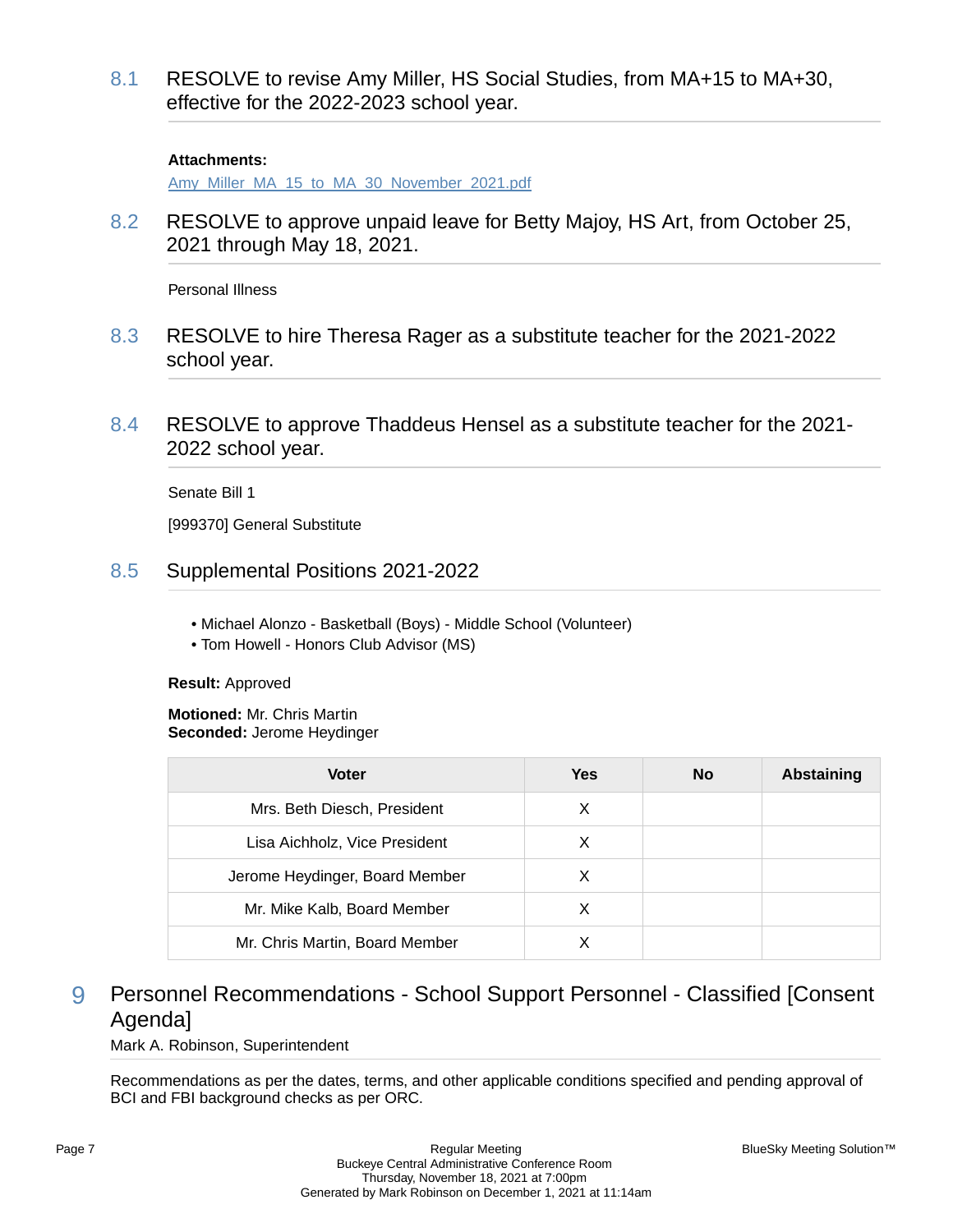### 8.1 RESOLVE to revise Amy Miller, HS Social Studies, from MA+15 to MA+30, effective for the 2022-2023 school year.

**Attachments:**

Amy_Miller_MA_15_to_MA_30_November_2021.pdf

### 8.2 RESOLVE to approve unpaid leave for Betty Majoy, HS Art, from October 25, 2021 through May 18, 2021.

Personal Illness

### 8.3 RESOLVE to hire Theresa Rager as a substitute teacher for the 2021-2022 school year.

### 8.4 RESOLVE to approve Thaddeus Hensel as a substitute teacher for the 2021-2022 school year.

Senate Bill 1

[999370] General Substitute

### 8.5 Supplemental Positions 2021-2022

- Michael Alonzo - Basketball (Boys) - Middle School (Volunteer)
- Tom Howell - Honors Club Advisor (MS)

**Result:** Approved

**Motioned:** Mr. Chris Martin
**Seconded:** Jerome Heydinger

| Voter | Yes | No | Abstaining |
|---|---|---|---|
| Mrs. Beth Diesch, President | X | | |
| Lisa Aichholz, Vice President | X | | |
| Jerome Heydinger, Board Member | X | | |
| Mr. Mike Kalb, Board Member | X | | |
| Mr. Chris Martin, Board Member | X | | |

## 9 Personnel Recommendations - School Support Personnel - Classified [Consent Agenda]

Mark A. Robinson, Superintendent

Recommendations as per the dates, terms, and other applicable conditions specified and pending approval of BCI and FBI background checks as per ORC.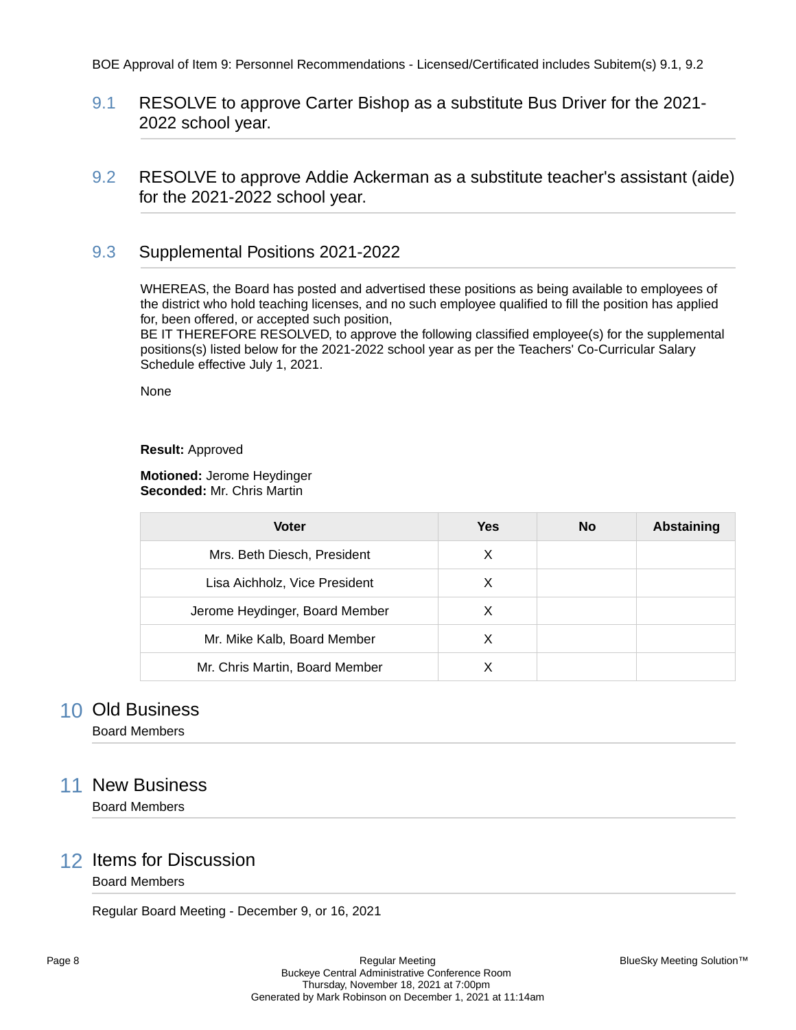BOE Approval of Item 9: Personnel Recommendations - Licensed/Certificated includes Subitem(s) 9.1, 9.2

### 9.1 RESOLVE to approve Carter Bishop as a substitute Bus Driver for the 2021-2022 school year.

### 9.2 RESOLVE to approve Addie Ackerman as a substitute teacher's assistant (aide) for the 2021-2022 school year.

### 9.3 Supplemental Positions 2021-2022

WHEREAS, the Board has posted and advertised these positions as being available to employees of the district who hold teaching licenses, and no such employee qualified to fill the position has applied for, been offered, or accepted such position,
BE IT THEREFORE RESOLVED, to approve the following classified employee(s) for the supplemental positions(s) listed below for the 2021-2022 school year as per the Teachers' Co-Curricular Salary Schedule effective July 1, 2021.

None

**Result:** Approved

**Motioned:** Jerome Heydinger
**Seconded:** Mr. Chris Martin

| Voter | Yes | No | Abstaining |
|---|---|---|---|
| Mrs. Beth Diesch, President | X | | |
| Lisa Aichholz, Vice President | X | | |
| Jerome Heydinger, Board Member | X | | |
| Mr. Mike Kalb, Board Member | X | | |
| Mr. Chris Martin, Board Member | X | | |

## 10 Old Business

Board Members

## 11 New Business

Board Members

## 12 Items for Discussion

Board Members

Regular Board Meeting - December 9, or 16, 2021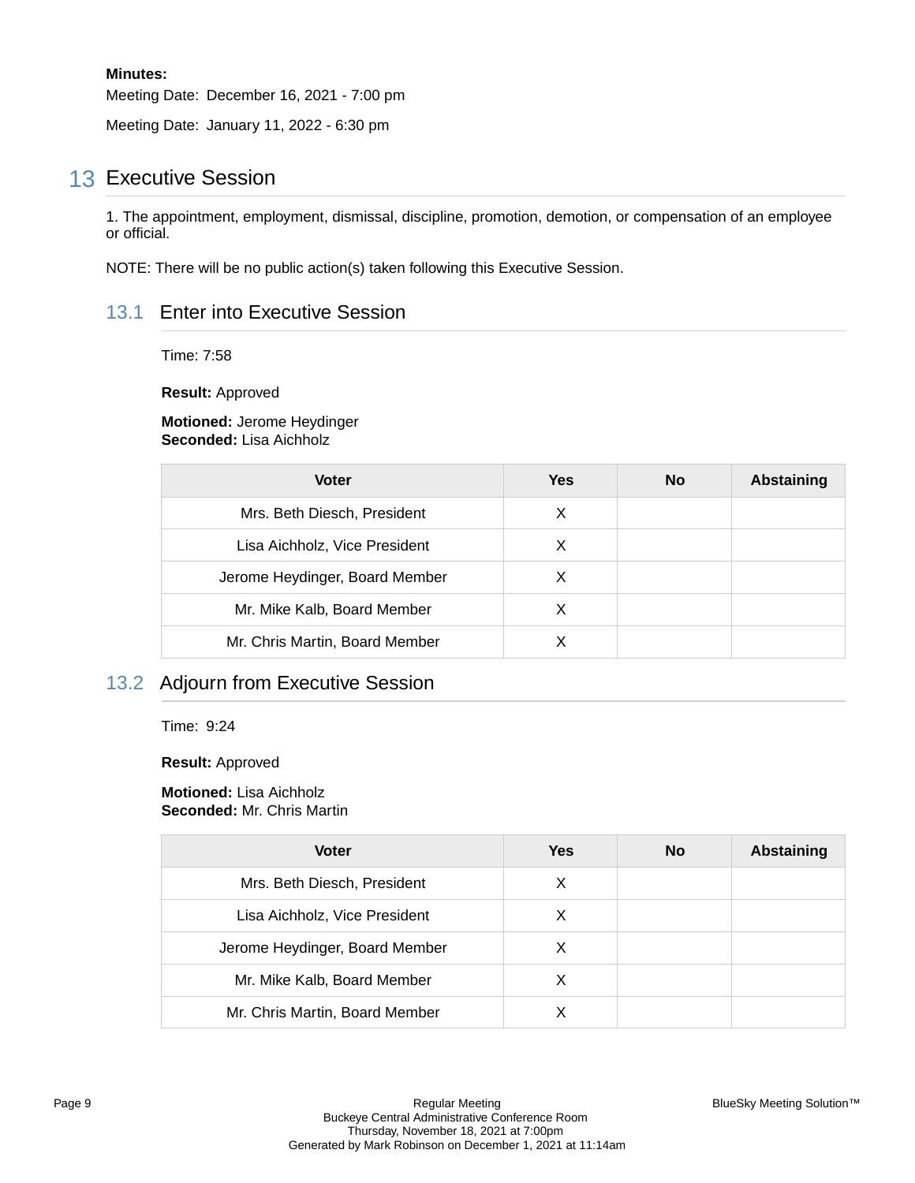**Minutes:**

Meeting Date: December 16, 2021 - 7:00 pm

Meeting Date: January 11, 2022 - 6:30 pm

## 13 Executive Session

1. The appointment, employment, dismissal, discipline, promotion, demotion, or compensation of an employee or official.

NOTE: There will be no public action(s) taken following this Executive Session.

### 13.1 Enter into Executive Session

Time: 7:58

**Result:** Approved

**Motioned:** Jerome Heydinger
**Seconded:** Lisa Aichholz

| Voter | Yes | No | Abstaining |
|---|---|---|---|
| Mrs. Beth Diesch, President | X | | |
| Lisa Aichholz, Vice President | X | | |
| Jerome Heydinger, Board Member | X | | |
| Mr. Mike Kalb, Board Member | X | | |
| Mr. Chris Martin, Board Member | X | | |

### 13.2 Adjourn from Executive Session

Time: 9:24

**Result:** Approved

**Motioned:** Lisa Aichholz
**Seconded:** Mr. Chris Martin

| Voter | Yes | No | Abstaining |
|---|---|---|---|
| Mrs. Beth Diesch, President | X | | |
| Lisa Aichholz, Vice President | X | | |
| Jerome Heydinger, Board Member | X | | |
| Mr. Mike Kalb, Board Member | X | | |
| Mr. Chris Martin, Board Member | X | | |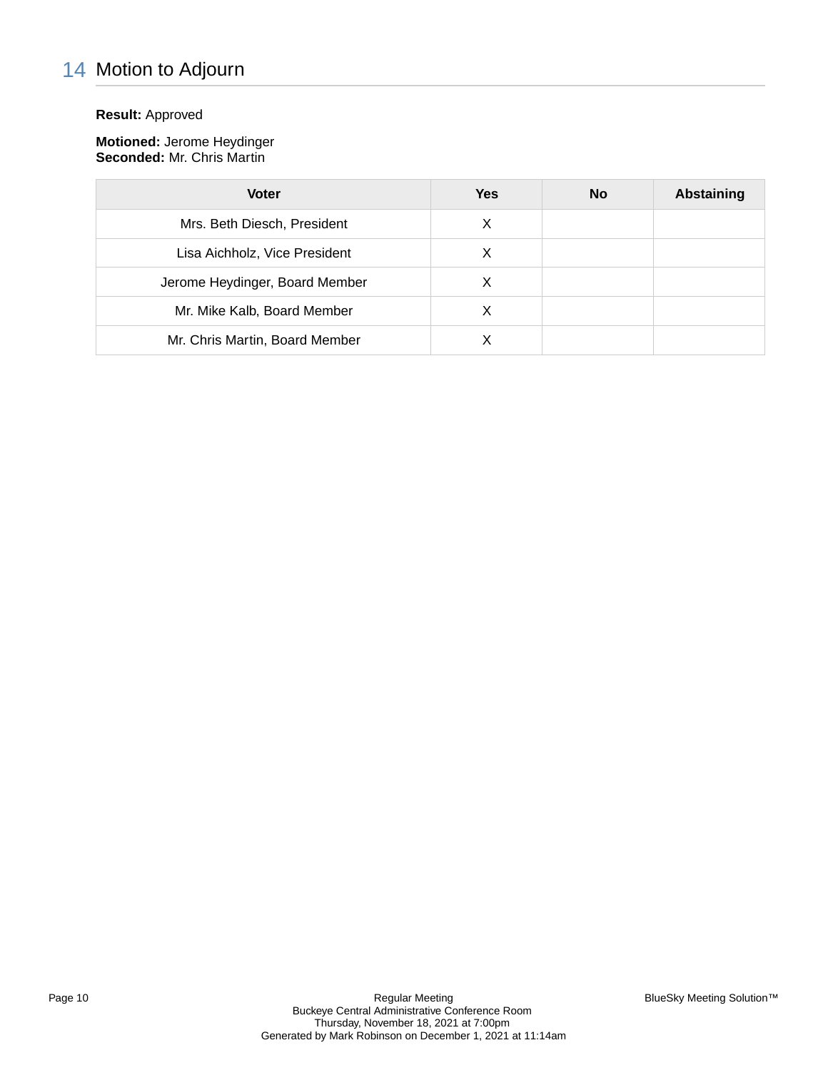## 14 Motion to Adjourn

**Result:** Approved

**Motioned:** Jerome Heydinger
**Seconded:** Mr. Chris Martin

| Voter | Yes | No | Abstaining |
|---|---|---|---|
| Mrs. Beth Diesch, President | X | | |
| Lisa Aichholz, Vice President | X | | |
| Jerome Heydinger, Board Member | X | | |
| Mr. Mike Kalb, Board Member | X | | |
| Mr. Chris Martin, Board Member | X | | |